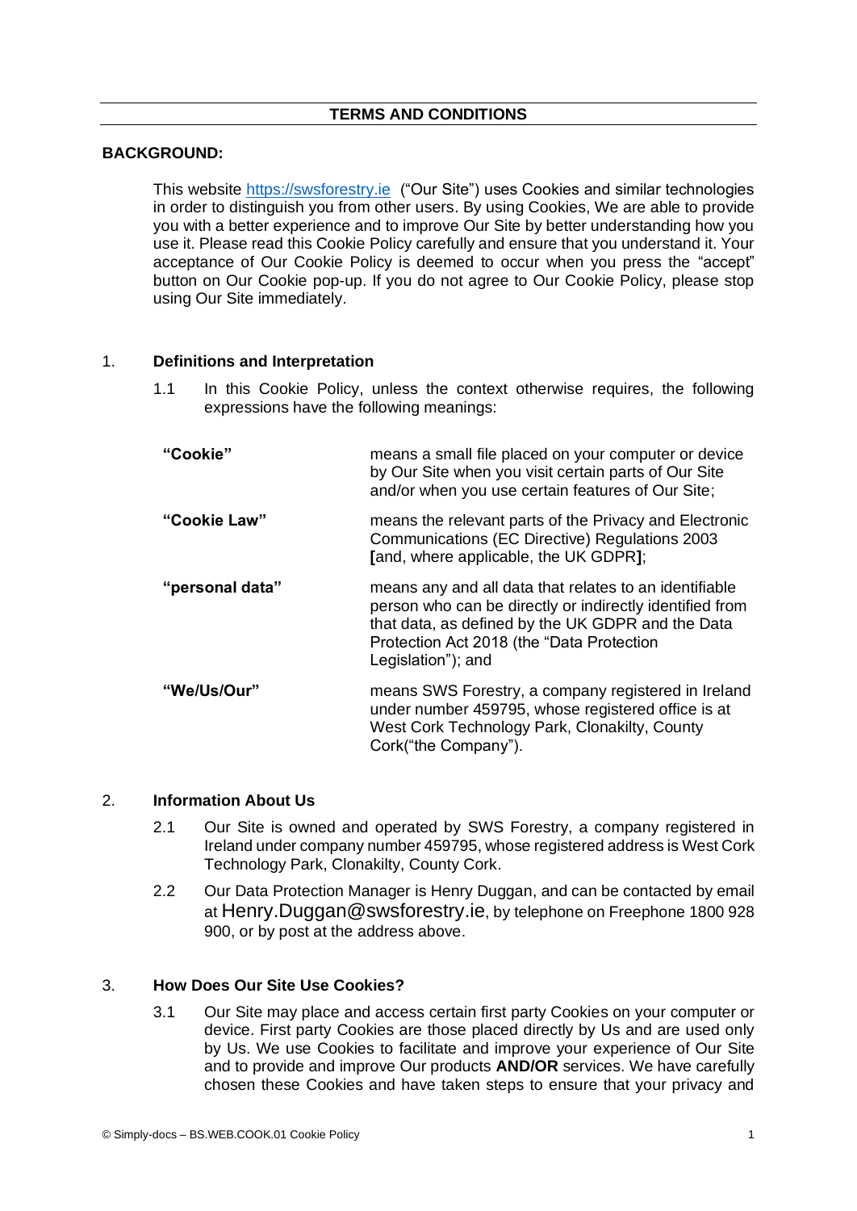# TERMS AND CONDITIONS

**BACKGROUND:**

This website https://swsforestry.ie ("Our Site") uses Cookies and similar technologies in order to distinguish you from other users. By using Cookies, We are able to provide you with a better experience and to improve Our Site by better understanding how you use it. Please read this Cookie Policy carefully and ensure that you understand it. Your acceptance of Our Cookie Policy is deemed to occur when you press the "accept" button on Our Cookie pop-up. If you do not agree to Our Cookie Policy, please stop using Our Site immediately.

## 1. Definitions and Interpretation

1.1 In this Cookie Policy, unless the context otherwise requires, the following expressions have the following meanings:

| | |
|---|---|
| **"Cookie"** | means a small file placed on your computer or device by Our Site when you visit certain parts of Our Site and/or when you use certain features of Our Site; |
| **"Cookie Law"** | means the relevant parts of the Privacy and Electronic Communications (EC Directive) Regulations 2003 **[**and, where applicable, the UK GDPR**]**; |
| **"personal data"** | means any and all data that relates to an identifiable person who can be directly or indirectly identified from that data, as defined by the UK GDPR and the Data Protection Act 2018 (the "Data Protection Legislation"); and |
| **"We/Us/Our"** | means SWS Forestry, a company registered in Ireland under number 459795, whose registered office is at West Cork Technology Park, Clonakilty, County Cork("the Company"). |

## 2. Information About Us

2.1 Our Site is owned and operated by SWS Forestry, a company registered in Ireland under company number 459795, whose registered address is West Cork Technology Park, Clonakilty, County Cork.

2.2 Our Data Protection Manager is Henry Duggan, and can be contacted by email at Henry.Duggan@swsforestry.ie, by telephone on Freephone 1800 928 900, or by post at the address above.

## 3. How Does Our Site Use Cookies?

3.1 Our Site may place and access certain first party Cookies on your computer or device. First party Cookies are those placed directly by Us and are used only by Us. We use Cookies to facilitate and improve your experience of Our Site and to provide and improve Our products **AND/OR** services. We have carefully chosen these Cookies and have taken steps to ensure that your privacy and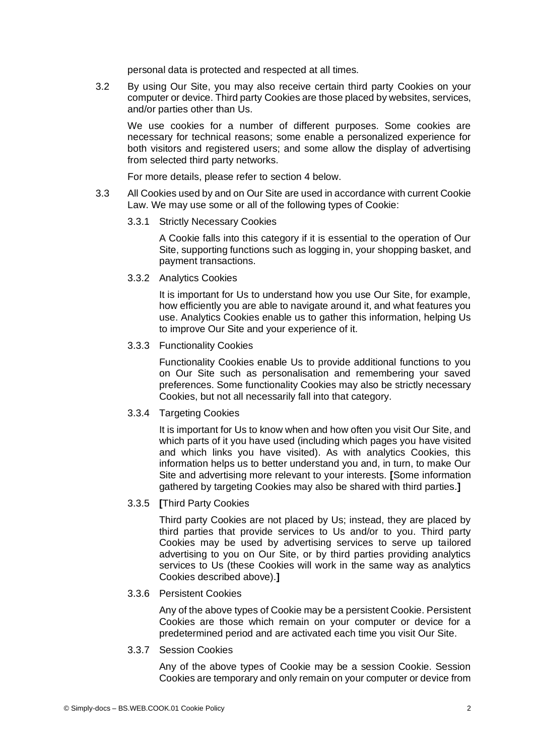personal data is protected and respected at all times.

3.2 By using Our Site, you may also receive certain third party Cookies on your computer or device. Third party Cookies are those placed by websites, services, and/or parties other than Us.

We use cookies for a number of different purposes. Some cookies are necessary for technical reasons; some enable a personalized experience for both visitors and registered users; and some allow the display of advertising from selected third party networks.

For more details, please refer to section 4 below.

3.3 All Cookies used by and on Our Site are used in accordance with current Cookie Law. We may use some or all of the following types of Cookie:

3.3.1 Strictly Necessary Cookies

A Cookie falls into this category if it is essential to the operation of Our Site, supporting functions such as logging in, your shopping basket, and payment transactions.

3.3.2 Analytics Cookies

It is important for Us to understand how you use Our Site, for example, how efficiently you are able to navigate around it, and what features you use. Analytics Cookies enable us to gather this information, helping Us to improve Our Site and your experience of it.

3.3.3 Functionality Cookies

Functionality Cookies enable Us to provide additional functions to you on Our Site such as personalisation and remembering your saved preferences. Some functionality Cookies may also be strictly necessary Cookies, but not all necessarily fall into that category.

3.3.4 Targeting Cookies

It is important for Us to know when and how often you visit Our Site, and which parts of it you have used (including which pages you have visited and which links you have visited). As with analytics Cookies, this information helps us to better understand you and, in turn, to make Our Site and advertising more relevant to your interests. **[**Some information gathered by targeting Cookies may also be shared with third parties.**]**

3.3.5 **[**Third Party Cookies

Third party Cookies are not placed by Us; instead, they are placed by third parties that provide services to Us and/or to you. Third party Cookies may be used by advertising services to serve up tailored advertising to you on Our Site, or by third parties providing analytics services to Us (these Cookies will work in the same way as analytics Cookies described above).**]**

3.3.6 Persistent Cookies

Any of the above types of Cookie may be a persistent Cookie. Persistent Cookies are those which remain on your computer or device for a predetermined period and are activated each time you visit Our Site.

3.3.7 Session Cookies

Any of the above types of Cookie may be a session Cookie. Session Cookies are temporary and only remain on your computer or device from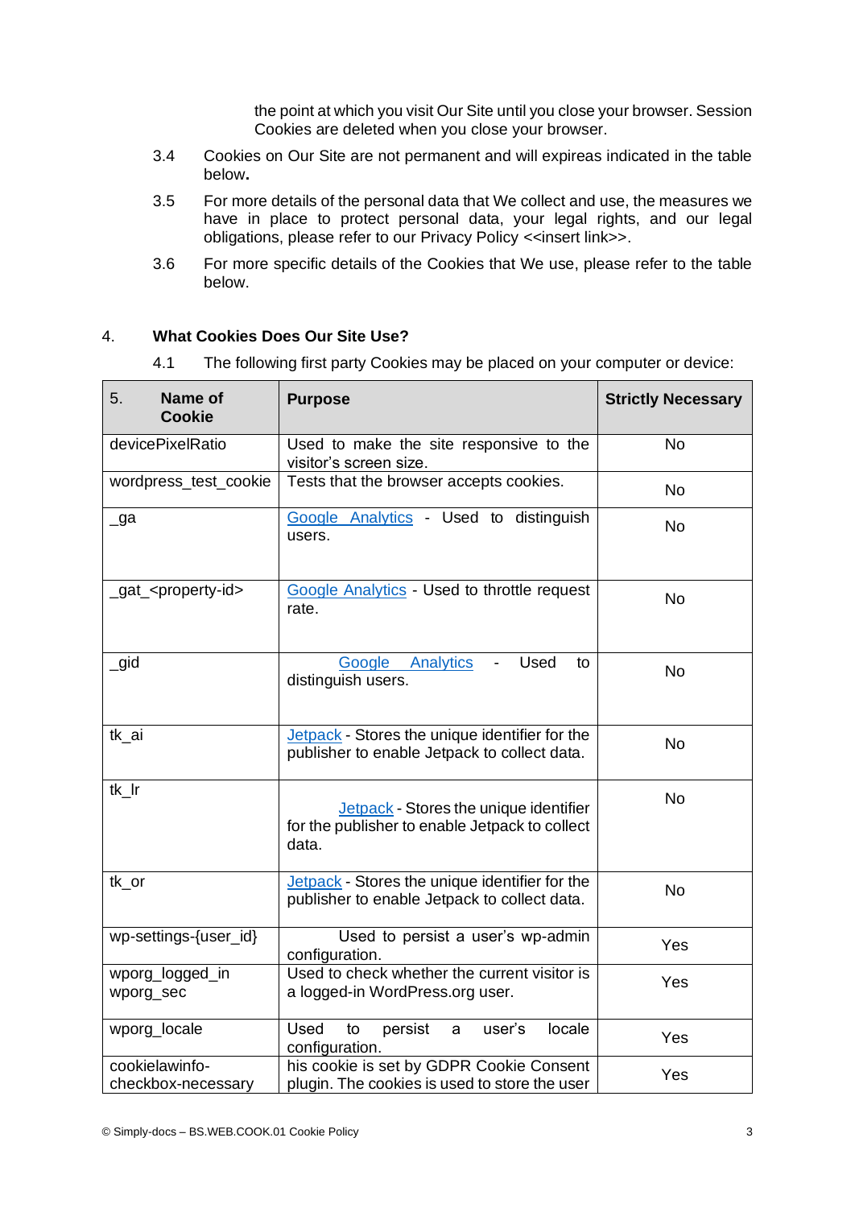the point at which you visit Our Site until you close your browser. Session Cookies are deleted when you close your browser.

3.4 Cookies on Our Site are not permanent and will expireas indicated in the table below**.**

3.5 For more details of the personal data that We collect and use, the measures we have in place to protect personal data, your legal rights, and our legal obligations, please refer to our Privacy Policy <<insert link>>.

3.6 For more specific details of the Cookies that We use, please refer to the table below.

## 4. What Cookies Does Our Site Use?

4.1 The following first party Cookies may be placed on your computer or device:

| 5. **Name of Cookie** | **Purpose** | **Strictly Necessary** |
|---|---|---|
| devicePixelRatio | Used to make the site responsive to the visitor's screen size. | No |
| wordpress_test_cookie | Tests that the browser accepts cookies. | No |
| _ga | Google Analytics - Used to distinguish users. | No |
| _gat_<property-id> | Google Analytics - Used to throttle request rate. | No |
| _gid | Google Analytics - Used to distinguish users. | No |
| tk_ai | Jetpack - Stores the unique identifier for the publisher to enable Jetpack to collect data. | No |
| tk_lr | Jetpack - Stores the unique identifier for the publisher to enable Jetpack to collect data. | No |
| tk_or | Jetpack - Stores the unique identifier for the publisher to enable Jetpack to collect data. | No |
| wp-settings-{user_id} | Used to persist a user's wp-admin configuration. | Yes |
| wporg_logged_in wporg_sec | Used to check whether the current visitor is a logged-in WordPress.org user. | Yes |
| wporg_locale | Used to persist a user's locale configuration. | Yes |
| cookielawinfo-checkbox-necessary | his cookie is set by GDPR Cookie Consent plugin. The cookies is used to store the user | Yes |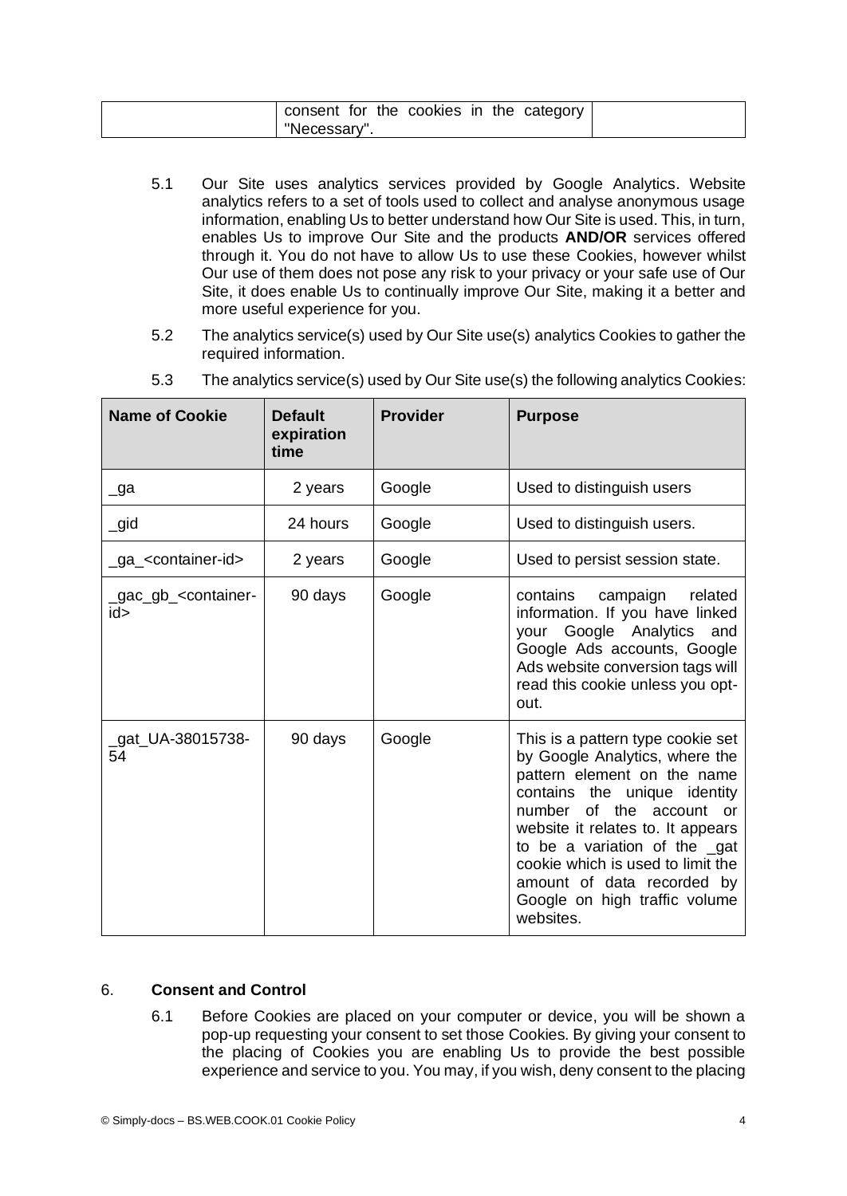| | consent for the cookies in the category "Necessary". | |
|---|---|---|

5.1 Our Site uses analytics services provided by Google Analytics. Website analytics refers to a set of tools used to collect and analyse anonymous usage information, enabling Us to better understand how Our Site is used. This, in turn, enables Us to improve Our Site and the products **AND/OR** services offered through it. You do not have to allow Us to use these Cookies, however whilst Our use of them does not pose any risk to your privacy or your safe use of Our Site, it does enable Us to continually improve Our Site, making it a better and more useful experience for you.

5.2 The analytics service(s) used by Our Site use(s) analytics Cookies to gather the required information.

5.3 The analytics service(s) used by Our Site use(s) the following analytics Cookies:

| Name of Cookie | Default expiration time | Provider | Purpose |
|---|---|---|---|
| _ga | 2 years | Google | Used to distinguish users |
| _gid | 24 hours | Google | Used to distinguish users. |
| _ga_<container-id> | 2 years | Google | Used to persist session state. |
| _gac_gb_<container-id> | 90 days | Google | contains campaign related information. If you have linked your Google Analytics and Google Ads accounts, Google Ads website conversion tags will read this cookie unless you opt-out. |
| _gat_UA-38015738-54 | 90 days | Google | This is a pattern type cookie set by Google Analytics, where the pattern element on the name contains the unique identity number of the account or website it relates to. It appears to be a variation of the _gat cookie which is used to limit the amount of data recorded by Google on high traffic volume websites. |

## 6. Consent and Control

6.1 Before Cookies are placed on your computer or device, you will be shown a pop-up requesting your consent to set those Cookies. By giving your consent to the placing of Cookies you are enabling Us to provide the best possible experience and service to you. You may, if you wish, deny consent to the placing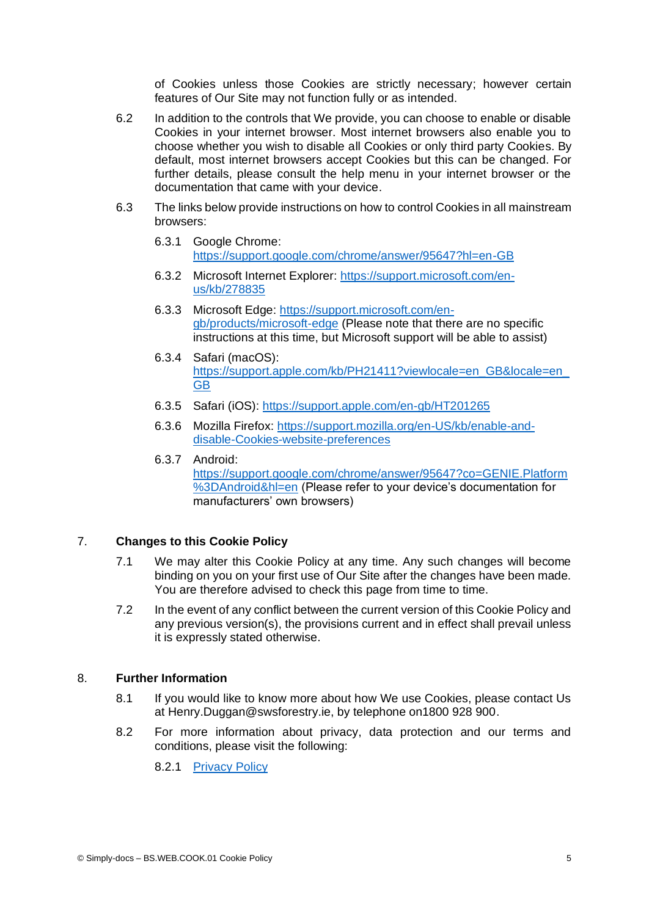of Cookies unless those Cookies are strictly necessary; however certain features of Our Site may not function fully or as intended.

6.2 In addition to the controls that We provide, you can choose to enable or disable Cookies in your internet browser. Most internet browsers also enable you to choose whether you wish to disable all Cookies or only third party Cookies. By default, most internet browsers accept Cookies but this can be changed. For further details, please consult the help menu in your internet browser or the documentation that came with your device.

6.3 The links below provide instructions on how to control Cookies in all mainstream browsers:

6.3.1 Google Chrome: [https://support.google.com/chrome/answer/95647?hl=en-GB](https://support.google.com/chrome/answer/95647?hl=en-GB)

6.3.2 Microsoft Internet Explorer: [https://support.microsoft.com/en-us/kb/278835](https://support.microsoft.com/en-us/kb/278835)

6.3.3 Microsoft Edge: [https://support.microsoft.com/en-gb/products/microsoft-edge](https://support.microsoft.com/en-gb/products/microsoft-edge) (Please note that there are no specific instructions at this time, but Microsoft support will be able to assist)

6.3.4 Safari (macOS): [https://support.apple.com/kb/PH21411?viewlocale=en_GB&locale=en_GB](https://support.apple.com/kb/PH21411?viewlocale=en_GB&locale=en_GB)

6.3.5 Safari (iOS): [https://support.apple.com/en-gb/HT201265](https://support.apple.com/en-gb/HT201265)

6.3.6 Mozilla Firefox: [https://support.mozilla.org/en-US/kb/enable-and-disable-Cookies-website-preferences](https://support.mozilla.org/en-US/kb/enable-and-disable-Cookies-website-preferences)

6.3.7 Android: [https://support.google.com/chrome/answer/95647?co=GENIE.Platform%3DAndroid&hl=en](https://support.google.com/chrome/answer/95647?co=GENIE.Platform%3DAndroid&hl=en) (Please refer to your device's documentation for manufacturers' own browsers)

## 7. Changes to this Cookie Policy

7.1 We may alter this Cookie Policy at any time. Any such changes will become binding on you on your first use of Our Site after the changes have been made. You are therefore advised to check this page from time to time.

7.2 In the event of any conflict between the current version of this Cookie Policy and any previous version(s), the provisions current and in effect shall prevail unless it is expressly stated otherwise.

## 8. Further Information

8.1 If you would like to know more about how We use Cookies, please contact Us at Henry.Duggan@swsforestry.ie, by telephone on1800 928 900.

8.2 For more information about privacy, data protection and our terms and conditions, please visit the following:

8.2.1 Privacy Policy

© Simply-docs – BS.WEB.COOK.01 Cookie Policy